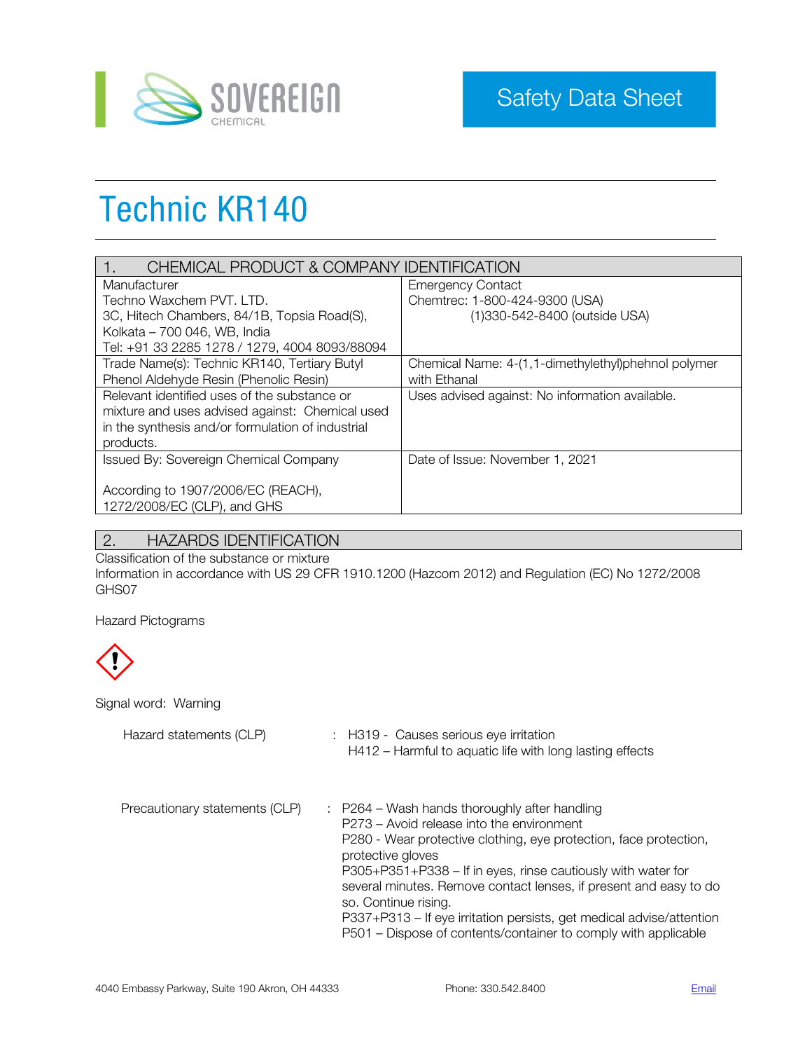Safety Data Sheet

# Technic KR140

| 1. CHEMICAL PRODUCT & COMPANY IDENTIFICATION | |
|---|---|
| Manufacturer<br>Techno Waxchem PVT. LTD.<br>3C, Hitech Chambers, 84/1B, Topsia Road(S), Kolkata – 700 046, WB, India<br>Tel: +91 33 2285 1278 / 1279, 4004 8093/88094 | Emergency Contact<br>Chemtrec: 1-800-424-9300 (USA)<br>(1)330-542-8400 (outside USA) |
| Trade Name(s): Technic KR140, Tertiary Butyl Phenol Aldehyde Resin (Phenolic Resin) | Chemical Name: 4-(1,1-dimethylethyl)phehnol polymer with Ethanal |
| Relevant identified uses of the substance or mixture and uses advised against: Chemical used in the synthesis and/or formulation of industrial products. | Uses advised against: No information available. |
| Issued By: Sovereign Chemical Company<br><br>According to 1907/2006/EC (REACH), 1272/2008/EC (CLP), and GHS | Date of Issue: November 1, 2021 |

## 2. HAZARDS IDENTIFICATION

Classification of the substance or mixture
Information in accordance with US 29 CFR 1910.1200 (Hazcom 2012) and Regulation (EC) No 1272/2008
GHS07

Hazard Pictograms

Signal word: Warning

Hazard statements (CLP) :
- H319 - Causes serious eye irritation
- H412 – Harmful to aquatic life with long lasting effects

Precautionary statements (CLP) :
- P264 – Wash hands thoroughly after handling
- P273 – Avoid release into the environment
- P280 - Wear protective clothing, eye protection, face protection, protective gloves
- P305+P351+P338 – If in eyes, rinse cautiously with water for several minutes. Remove contact lenses, if present and easy to do so. Continue rising.
- P337+P313 – If eye irritation persists, get medical advise/attention
- P501 – Dispose of contents/container to comply with applicable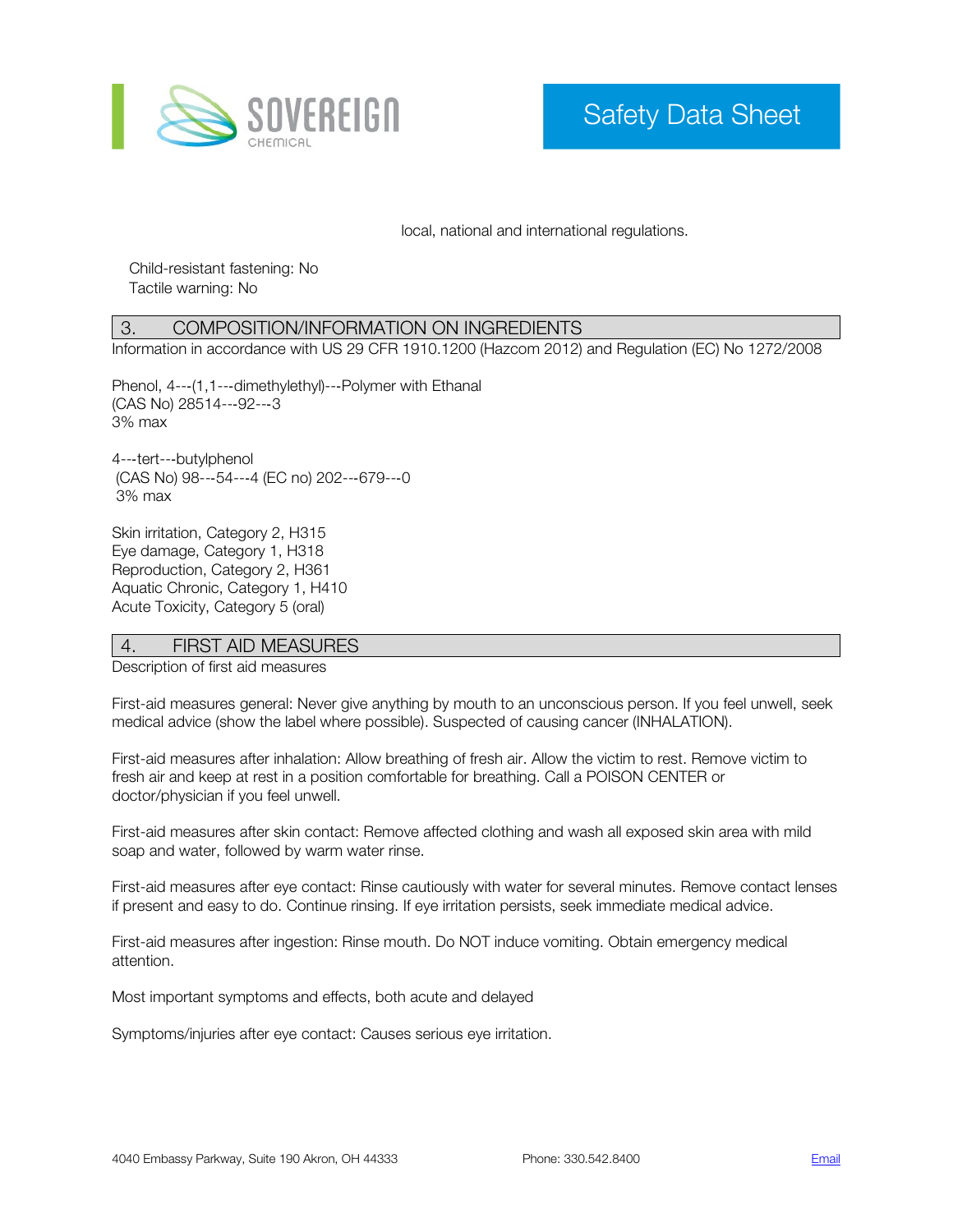local, national and international regulations.

Child-resistant fastening: No
Tactile warning: No

## 3. COMPOSITION/INFORMATION ON INGREDIENTS

Information in accordance with US 29 CFR 1910.1200 (Hazcom 2012) and Regulation (EC) No 1272/2008

Phenol, 4---(1,1---dimethylethyl)---Polymer with Ethanal
(CAS No) 28514---92---3
3% max

4---tert---butylphenol
(CAS No) 98---54---4 (EC no) 202---679---0
3% max

Skin irritation, Category 2, H315
Eye damage, Category 1, H318
Reproduction, Category 2, H361
Aquatic Chronic, Category 1, H410
Acute Toxicity, Category 5 (oral)

## 4. FIRST AID MEASURES

Description of first aid measures

First-aid measures general: Never give anything by mouth to an unconscious person. If you feel unwell, seek medical advice (show the label where possible). Suspected of causing cancer (INHALATION).

First-aid measures after inhalation: Allow breathing of fresh air. Allow the victim to rest. Remove victim to fresh air and keep at rest in a position comfortable for breathing. Call a POISON CENTER or doctor/physician if you feel unwell.

First-aid measures after skin contact: Remove affected clothing and wash all exposed skin area with mild soap and water, followed by warm water rinse.

First-aid measures after eye contact: Rinse cautiously with water for several minutes. Remove contact lenses if present and easy to do. Continue rinsing. If eye irritation persists, seek immediate medical advice.

First-aid measures after ingestion: Rinse mouth. Do NOT induce vomiting. Obtain emergency medical attention.

Most important symptoms and effects, both acute and delayed

Symptoms/injuries after eye contact: Causes serious eye irritation.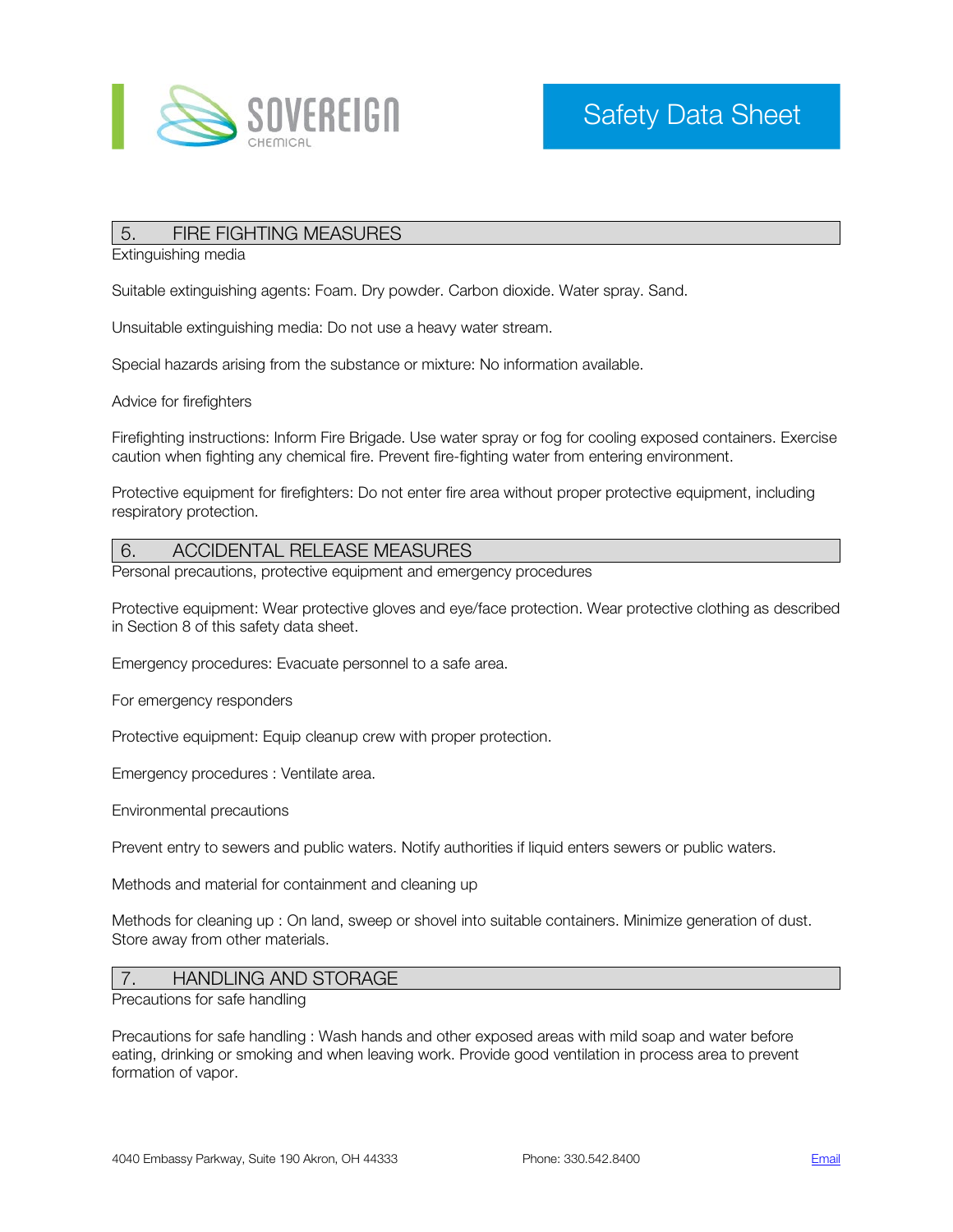## 5. FIRE FIGHTING MEASURES

Extinguishing media

Suitable extinguishing agents: Foam. Dry powder. Carbon dioxide. Water spray. Sand.

Unsuitable extinguishing media: Do not use a heavy water stream.

Special hazards arising from the substance or mixture: No information available.

Advice for firefighters

Firefighting instructions: Inform Fire Brigade. Use water spray or fog for cooling exposed containers. Exercise caution when fighting any chemical fire. Prevent fire-fighting water from entering environment.

Protective equipment for firefighters: Do not enter fire area without proper protective equipment, including respiratory protection.

## 6. ACCIDENTAL RELEASE MEASURES

Personal precautions, protective equipment and emergency procedures

Protective equipment: Wear protective gloves and eye/face protection. Wear protective clothing as described in Section 8 of this safety data sheet.

Emergency procedures: Evacuate personnel to a safe area.

For emergency responders

Protective equipment: Equip cleanup crew with proper protection.

Emergency procedures : Ventilate area.

Environmental precautions

Prevent entry to sewers and public waters. Notify authorities if liquid enters sewers or public waters.

Methods and material for containment and cleaning up

Methods for cleaning up : On land, sweep or shovel into suitable containers. Minimize generation of dust. Store away from other materials.

## 7. HANDLING AND STORAGE

Precautions for safe handling

Precautions for safe handling : Wash hands and other exposed areas with mild soap and water before eating, drinking or smoking and when leaving work. Provide good ventilation in process area to prevent formation of vapor.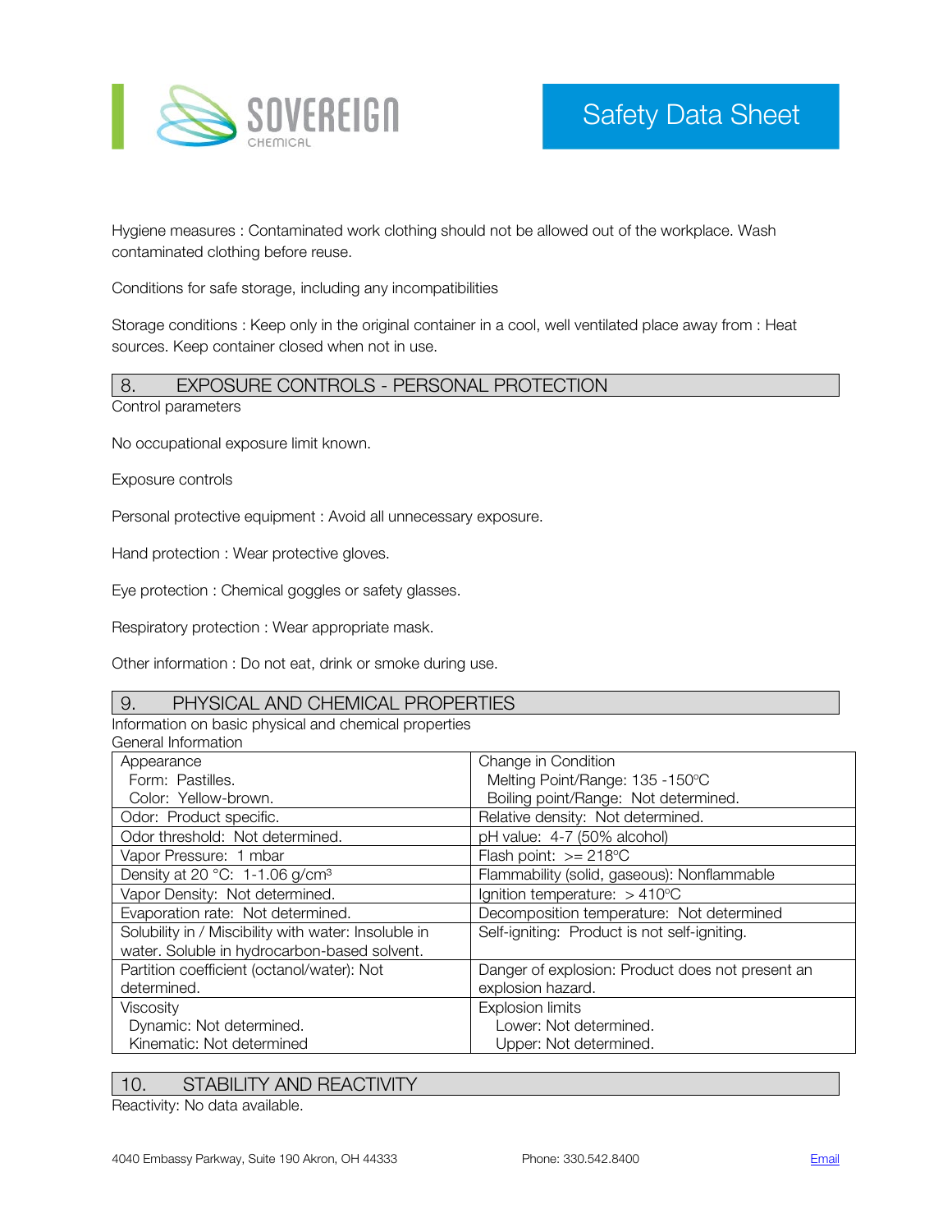Hygiene measures : Contaminated work clothing should not be allowed out of the workplace. Wash contaminated clothing before reuse.

Conditions for safe storage, including any incompatibilities

Storage conditions : Keep only in the original container in a cool, well ventilated place away from : Heat sources. Keep container closed when not in use.

## 8. EXPOSURE CONTROLS - PERSONAL PROTECTION

Control parameters

No occupational exposure limit known.

Exposure controls

Personal protective equipment : Avoid all unnecessary exposure.

Hand protection : Wear protective gloves.

Eye protection : Chemical goggles or safety glasses.

Respiratory protection : Wear appropriate mask.

Other information : Do not eat, drink or smoke during use.

## 9. PHYSICAL AND CHEMICAL PROPERTIES

Information on basic physical and chemical properties

General Information

| | |
|---|---|
| Appearance<br>Form: Pastilles.<br>Color: Yellow-brown. | Change in Condition<br>Melting Point/Range: 135 -150°C<br>Boiling point/Range: Not determined. |
| Odor: Product specific. | Relative density: Not determined. |
| Odor threshold: Not determined. | pH value: 4-7 (50% alcohol) |
| Vapor Pressure: 1 mbar | Flash point: >= 218°C |
| Density at 20 °C: 1-1.06 g/cm³ | Flammability (solid, gaseous): Nonflammable |
| Vapor Density: Not determined. | Ignition temperature: > 410°C |
| Evaporation rate: Not determined. | Decomposition temperature: Not determined |
| Solubility in / Miscibility with water: Insoluble in water. Soluble in hydrocarbon-based solvent. | Self-igniting: Product is not self-igniting. |
| Partition coefficient (octanol/water): Not determined. | Danger of explosion: Product does not present an explosion hazard. |
| Viscosity<br>Dynamic: Not determined.<br>Kinematic: Not determined | Explosion limits<br>Lower: Not determined.<br>Upper: Not determined. |

## 10. STABILITY AND REACTIVITY

Reactivity: No data available.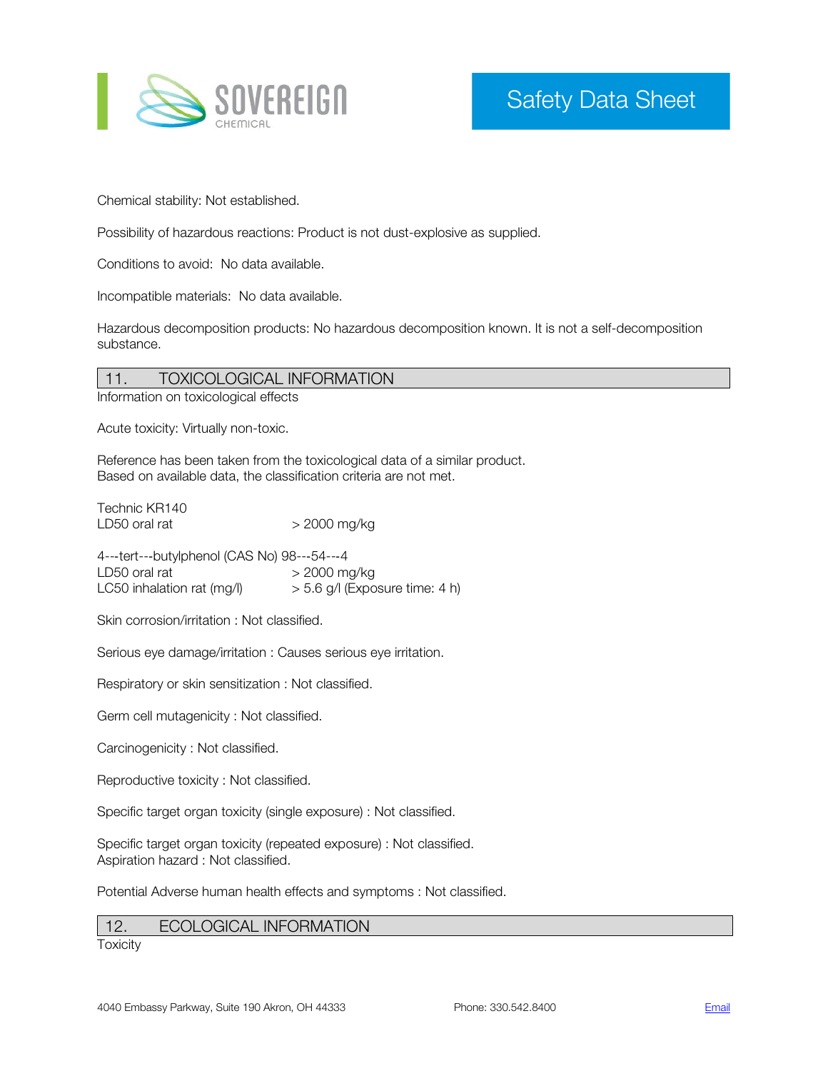Chemical stability: Not established.

Possibility of hazardous reactions: Product is not dust-explosive as supplied.

Conditions to avoid: No data available.

Incompatible materials: No data available.

Hazardous decomposition products: No hazardous decomposition known. It is not a self-decomposition substance.

## 11. TOXICOLOGICAL INFORMATION

Information on toxicological effects

Acute toxicity: Virtually non-toxic.

Reference has been taken from the toxicological data of a similar product.
Based on available data, the classification criteria are not met.

Technic KR140

| | |
|---|---|
| LD50 oral rat | > 2000 mg/kg |

4---tert---butylphenol (CAS No) 98---54---4

| | |
|---|---|
| LD50 oral rat | > 2000 mg/kg |
| LC50 inhalation rat (mg/l) | > 5.6 g/l (Exposure time: 4 h) |

Skin corrosion/irritation : Not classified.

Serious eye damage/irritation : Causes serious eye irritation.

Respiratory or skin sensitization : Not classified.

Germ cell mutagenicity : Not classified.

Carcinogenicity : Not classified.

Reproductive toxicity : Not classified.

Specific target organ toxicity (single exposure) : Not classified.

Specific target organ toxicity (repeated exposure) : Not classified.
Aspiration hazard : Not classified.

Potential Adverse human health effects and symptoms : Not classified.

## 12. ECOLOGICAL INFORMATION

Toxicity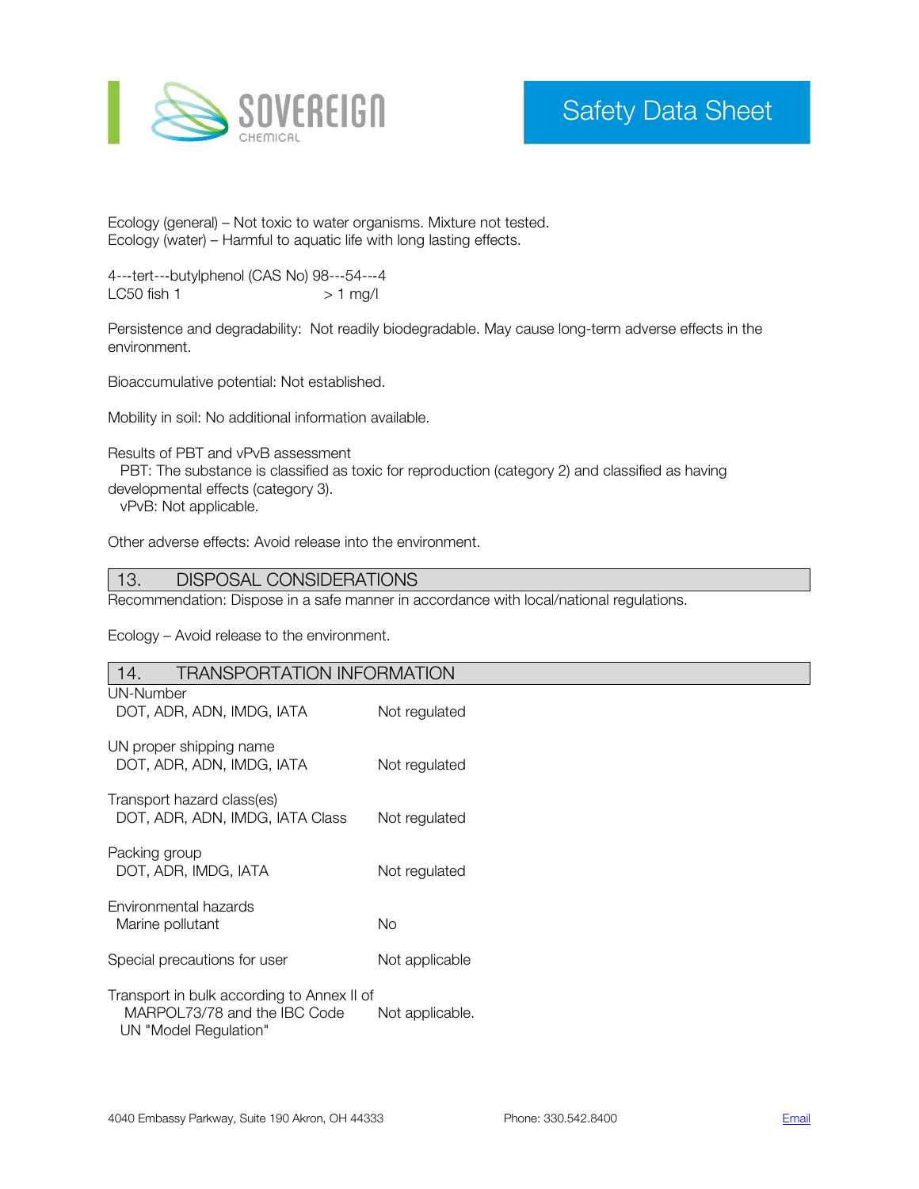Ecology (general) – Not toxic to water organisms. Mixture not tested.
Ecology (water) – Harmful to aquatic life with long lasting effects.

4---tert---butylphenol (CAS No) 98---54---4
LC50 fish 1 > 1 mg/l

Persistence and degradability: Not readily biodegradable. May cause long-term adverse effects in the environment.

Bioaccumulative potential: Not established.

Mobility in soil: No additional information available.

Results of PBT and vPvB assessment
PBT: The substance is classified as toxic for reproduction (category 2) and classified as having developmental effects (category 3).
vPvB: Not applicable.

Other adverse effects: Avoid release into the environment.

## 13. DISPOSAL CONSIDERATIONS

Recommendation: Dispose in a safe manner in accordance with local/national regulations.

Ecology – Avoid release to the environment.

## 14. TRANSPORTATION INFORMATION

UN-Number
DOT, ADR, ADN, IMDG, IATA — Not regulated

UN proper shipping name
DOT, ADR, ADN, IMDG, IATA — Not regulated

Transport hazard class(es)
DOT, ADR, ADN, IMDG, IATA Class — Not regulated

Packing group
DOT, ADR, IMDG, IATA — Not regulated

Environmental hazards
Marine pollutant — No

Special precautions for user — Not applicable

Transport in bulk according to Annex II of MARPOL73/78 and the IBC Code — Not applicable.
UN "Model Regulation"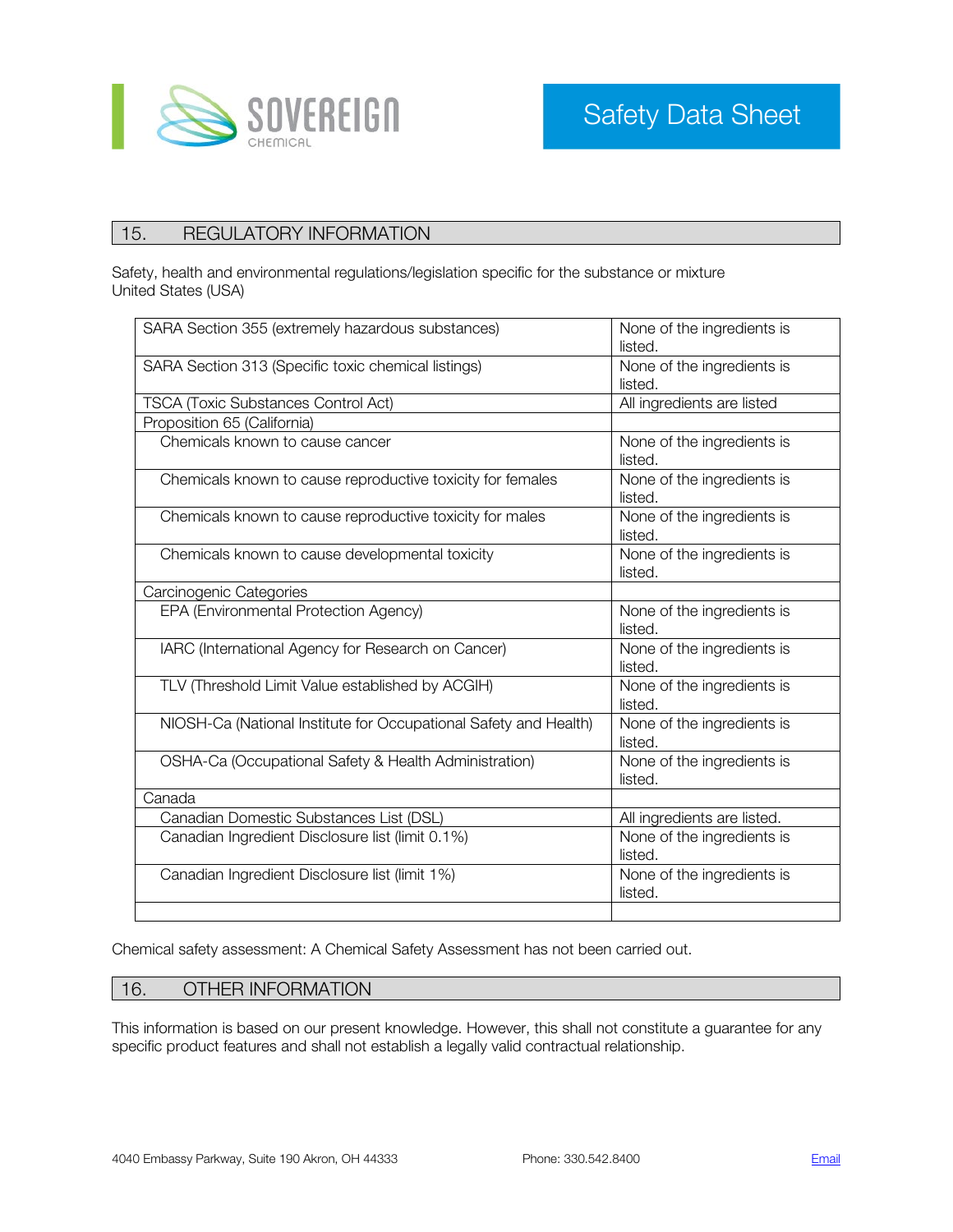## 15. REGULATORY INFORMATION

Safety, health and environmental regulations/legislation specific for the substance or mixture
United States (USA)

| | |
|---|---|
| SARA Section 355 (extremely hazardous substances) | None of the ingredients is listed. |
| SARA Section 313 (Specific toxic chemical listings) | None of the ingredients is listed. |
| TSCA (Toxic Substances Control Act) | All ingredients are listed |
| Proposition 65 (California) | |
| Chemicals known to cause cancer | None of the ingredients is listed. |
| Chemicals known to cause reproductive toxicity for females | None of the ingredients is listed. |
| Chemicals known to cause reproductive toxicity for males | None of the ingredients is listed. |
| Chemicals known to cause developmental toxicity | None of the ingredients is listed. |
| Carcinogenic Categories | |
| EPA (Environmental Protection Agency) | None of the ingredients is listed. |
| IARC (International Agency for Research on Cancer) | None of the ingredients is listed. |
| TLV (Threshold Limit Value established by ACGIH) | None of the ingredients is listed. |
| NIOSH-Ca (National Institute for Occupational Safety and Health) | None of the ingredients is listed. |
| OSHA-Ca (Occupational Safety & Health Administration) | None of the ingredients is listed. |
| Canada | |
| Canadian Domestic Substances List (DSL) | All ingredients are listed. |
| Canadian Ingredient Disclosure list (limit 0.1%) | None of the ingredients is listed. |
| Canadian Ingredient Disclosure list (limit 1%) | None of the ingredients is listed. |
| | |

Chemical safety assessment: A Chemical Safety Assessment has not been carried out.

## 16. OTHER INFORMATION

This information is based on our present knowledge. However, this shall not constitute a guarantee for any specific product features and shall not establish a legally valid contractual relationship.